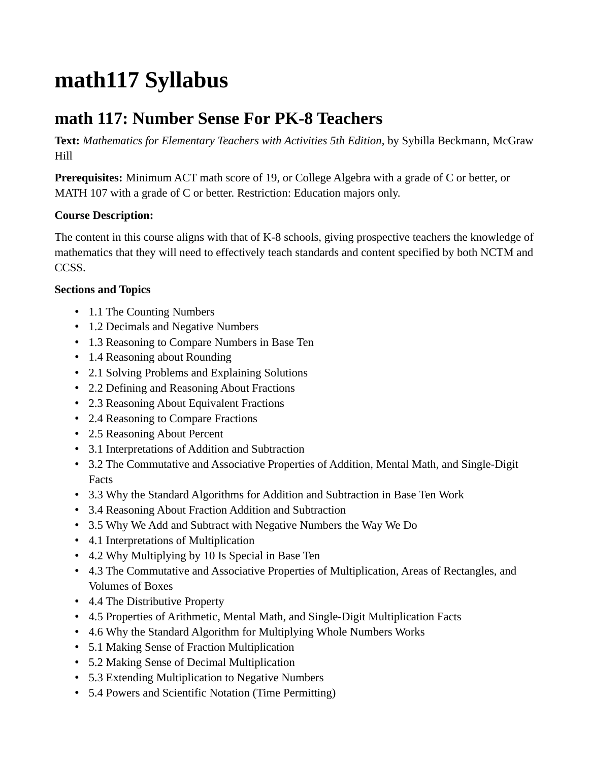# math117 Syllabus

## math 117: Number Sense For PK-8 Teachers

**Text:** *Mathematics for Elementary Teachers with Activities 5th Edition*, by Sybilla Beckmann, McGraw Hill

**Prerequisites:** Minimum ACT math score of 19, or College Algebra with a grade of C or better, or MATH 107 with a grade of C or better. Restriction: Education majors only.

**Course Description:**

The content in this course aligns with that of K-8 schools, giving prospective teachers the knowledge of mathematics that they will need to effectively teach standards and content specified by both NCTM and CCSS.

**Sections and Topics**

- 1.1 The Counting Numbers
- 1.2 Decimals and Negative Numbers
- 1.3 Reasoning to Compare Numbers in Base Ten
- 1.4 Reasoning about Rounding
- 2.1 Solving Problems and Explaining Solutions
- 2.2 Defining and Reasoning About Fractions
- 2.3 Reasoning About Equivalent Fractions
- 2.4 Reasoning to Compare Fractions
- 2.5 Reasoning About Percent
- 3.1 Interpretations of Addition and Subtraction
- 3.2 The Commutative and Associative Properties of Addition, Mental Math, and Single-Digit Facts
- 3.3 Why the Standard Algorithms for Addition and Subtraction in Base Ten Work
- 3.4 Reasoning About Fraction Addition and Subtraction
- 3.5 Why We Add and Subtract with Negative Numbers the Way We Do
- 4.1 Interpretations of Multiplication
- 4.2 Why Multiplying by 10 Is Special in Base Ten
- 4.3 The Commutative and Associative Properties of Multiplication, Areas of Rectangles, and Volumes of Boxes
- 4.4 The Distributive Property
- 4.5 Properties of Arithmetic, Mental Math, and Single-Digit Multiplication Facts
- 4.6 Why the Standard Algorithm for Multiplying Whole Numbers Works
- 5.1 Making Sense of Fraction Multiplication
- 5.2 Making Sense of Decimal Multiplication
- 5.3 Extending Multiplication to Negative Numbers
- 5.4 Powers and Scientific Notation (Time Permitting)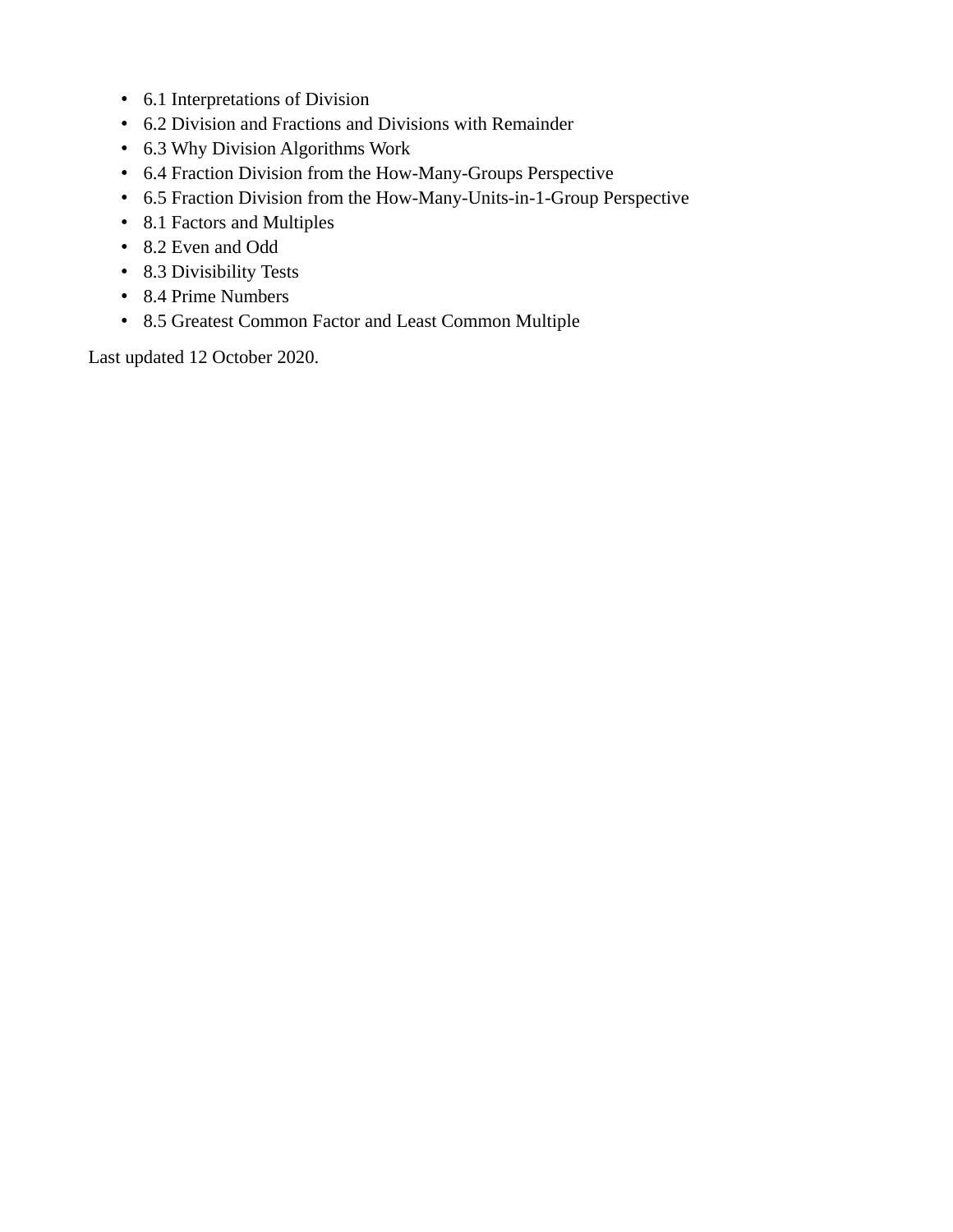- 6.1 Interpretations of Division
- 6.2 Division and Fractions and Divisions with Remainder
- 6.3 Why Division Algorithms Work
- 6.4 Fraction Division from the How-Many-Groups Perspective
- 6.5 Fraction Division from the How-Many-Units-in-1-Group Perspective
- 8.1 Factors and Multiples
- 8.2 Even and Odd
- 8.3 Divisibility Tests
- 8.4 Prime Numbers
- 8.5 Greatest Common Factor and Least Common Multiple

Last updated 12 October 2020.